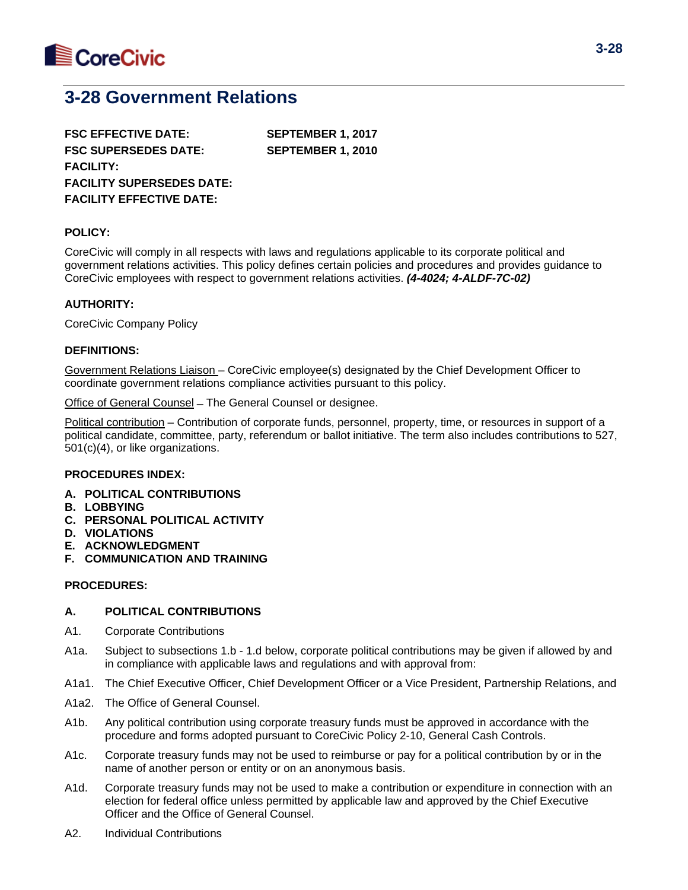# 3-28 Government Relations

**FSC EFFECTIVE DATE:** **SEPTEMBER 1, 2017**
**FSC SUPERSEDES DATE:** **SEPTEMBER 1, 2010**
**FACILITY:**
**FACILITY SUPERSEDES DATE:**
**FACILITY EFFECTIVE DATE:**

**POLICY:**

CoreCivic will comply in all respects with laws and regulations applicable to its corporate political and government relations activities. This policy defines certain policies and procedures and provides guidance to CoreCivic employees with respect to government relations activities. ***(4-4024; 4-ALDF-7C-02)***

**AUTHORITY:**

CoreCivic Company Policy

**DEFINITIONS:**

Government Relations Liaison – CoreCivic employee(s) designated by the Chief Development Officer to coordinate government relations compliance activities pursuant to this policy.

Office of General Counsel – The General Counsel or designee.

Political contribution – Contribution of corporate funds, personnel, property, time, or resources in support of a political candidate, committee, party, referendum or ballot initiative. The term also includes contributions to 527, 501(c)(4), or like organizations.

**PROCEDURES INDEX:**

**A. POLITICAL CONTRIBUTIONS**
**B. LOBBYING**
**C. PERSONAL POLITICAL ACTIVITY**
**D. VIOLATIONS**
**E. ACKNOWLEDGMENT**
**F. COMMUNICATION AND TRAINING**

**PROCEDURES:**

**A. POLITICAL CONTRIBUTIONS**

A1. Corporate Contributions

A1a. Subject to subsections 1.b - 1.d below, corporate political contributions may be given if allowed by and in compliance with applicable laws and regulations and with approval from:

A1a1. The Chief Executive Officer, Chief Development Officer or a Vice President, Partnership Relations, and

A1a2. The Office of General Counsel.

A1b. Any political contribution using corporate treasury funds must be approved in accordance with the procedure and forms adopted pursuant to CoreCivic Policy 2-10, General Cash Controls.

A1c. Corporate treasury funds may not be used to reimburse or pay for a political contribution by or in the name of another person or entity or on an anonymous basis.

A1d. Corporate treasury funds may not be used to make a contribution or expenditure in connection with an election for federal office unless permitted by applicable law and approved by the Chief Executive Officer and the Office of General Counsel.

A2. Individual Contributions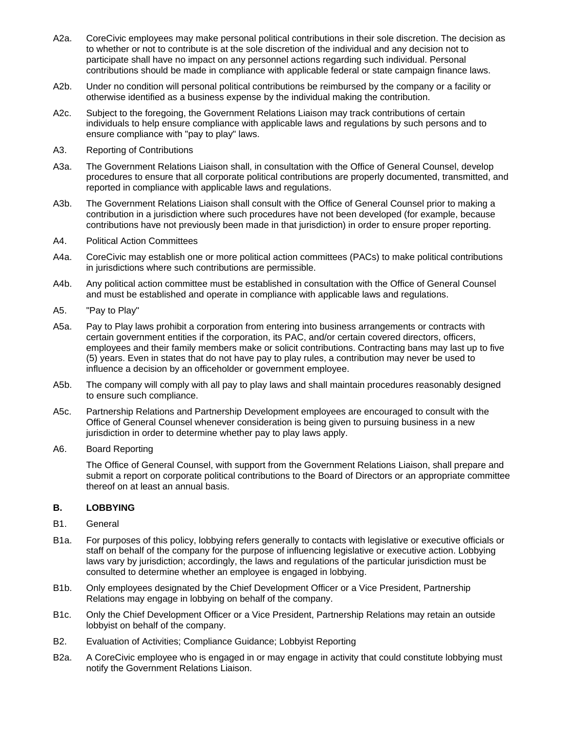A2a. CoreCivic employees may make personal political contributions in their sole discretion. The decision as to whether or not to contribute is at the sole discretion of the individual and any decision not to participate shall have no impact on any personnel actions regarding such individual. Personal contributions should be made in compliance with applicable federal or state campaign finance laws.

A2b. Under no condition will personal political contributions be reimbursed by the company or a facility or otherwise identified as a business expense by the individual making the contribution.

A2c. Subject to the foregoing, the Government Relations Liaison may track contributions of certain individuals to help ensure compliance with applicable laws and regulations by such persons and to ensure compliance with "pay to play" laws.

A3. Reporting of Contributions

A3a. The Government Relations Liaison shall, in consultation with the Office of General Counsel, develop procedures to ensure that all corporate political contributions are properly documented, transmitted, and reported in compliance with applicable laws and regulations.

A3b. The Government Relations Liaison shall consult with the Office of General Counsel prior to making a contribution in a jurisdiction where such procedures have not been developed (for example, because contributions have not previously been made in that jurisdiction) in order to ensure proper reporting.

A4. Political Action Committees

A4a. CoreCivic may establish one or more political action committees (PACs) to make political contributions in jurisdictions where such contributions are permissible.

A4b. Any political action committee must be established in consultation with the Office of General Counsel and must be established and operate in compliance with applicable laws and regulations.

A5. "Pay to Play"

A5a. Pay to Play laws prohibit a corporation from entering into business arrangements or contracts with certain government entities if the corporation, its PAC, and/or certain covered directors, officers, employees and their family members make or solicit contributions. Contracting bans may last up to five (5) years. Even in states that do not have pay to play rules, a contribution may never be used to influence a decision by an officeholder or government employee.

A5b. The company will comply with all pay to play laws and shall maintain procedures reasonably designed to ensure such compliance.

A5c. Partnership Relations and Partnership Development employees are encouraged to consult with the Office of General Counsel whenever consideration is being given to pursuing business in a new jurisdiction in order to determine whether pay to play laws apply.

A6. Board Reporting

The Office of General Counsel, with support from the Government Relations Liaison, shall prepare and submit a report on corporate political contributions to the Board of Directors or an appropriate committee thereof on at least an annual basis.

## B. LOBBYING

B1. General

B1a. For purposes of this policy, lobbying refers generally to contacts with legislative or executive officials or staff on behalf of the company for the purpose of influencing legislative or executive action. Lobbying laws vary by jurisdiction; accordingly, the laws and regulations of the particular jurisdiction must be consulted to determine whether an employee is engaged in lobbying.

B1b. Only employees designated by the Chief Development Officer or a Vice President, Partnership Relations may engage in lobbying on behalf of the company.

B1c. Only the Chief Development Officer or a Vice President, Partnership Relations may retain an outside lobbyist on behalf of the company.

B2. Evaluation of Activities; Compliance Guidance; Lobbyist Reporting

B2a. A CoreCivic employee who is engaged in or may engage in activity that could constitute lobbying must notify the Government Relations Liaison.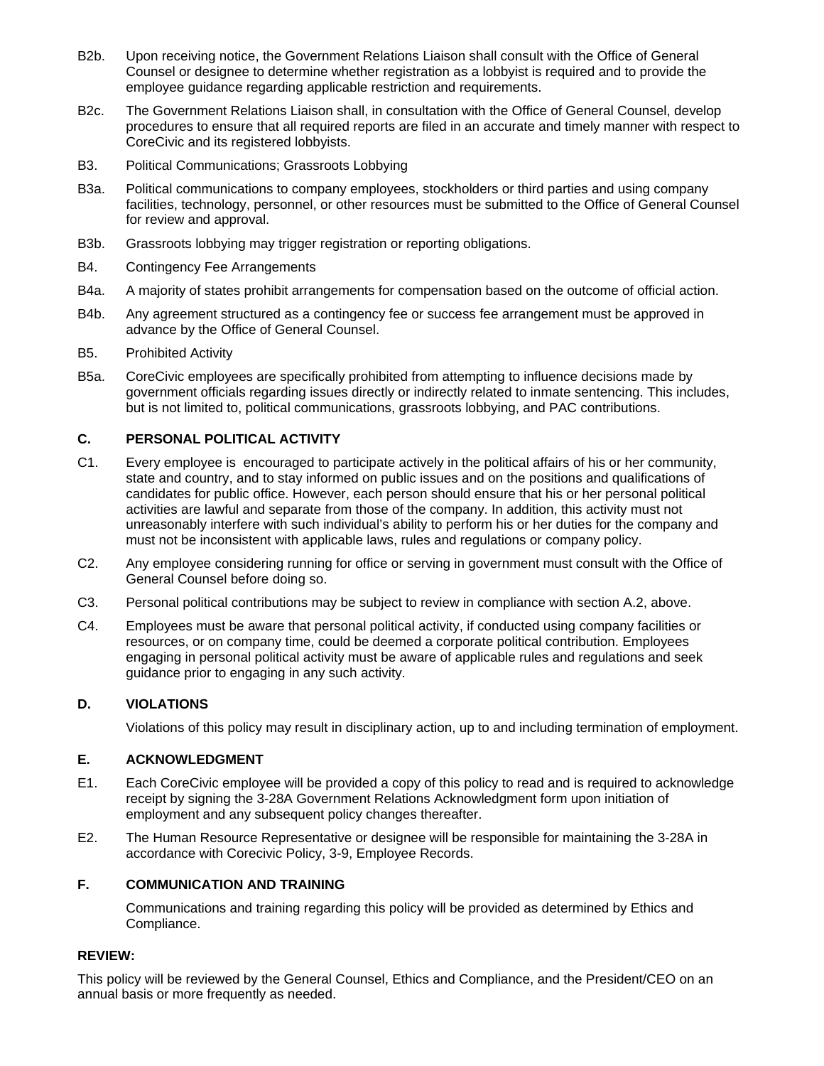B2b. Upon receiving notice, the Government Relations Liaison shall consult with the Office of General Counsel or designee to determine whether registration as a lobbyist is required and to provide the employee guidance regarding applicable restriction and requirements.

B2c. The Government Relations Liaison shall, in consultation with the Office of General Counsel, develop procedures to ensure that all required reports are filed in an accurate and timely manner with respect to CoreCivic and its registered lobbyists.

B3. Political Communications; Grassroots Lobbying

B3a. Political communications to company employees, stockholders or third parties and using company facilities, technology, personnel, or other resources must be submitted to the Office of General Counsel for review and approval.

B3b. Grassroots lobbying may trigger registration or reporting obligations.

B4. Contingency Fee Arrangements

B4a. A majority of states prohibit arrangements for compensation based on the outcome of official action.

B4b. Any agreement structured as a contingency fee or success fee arrangement must be approved in advance by the Office of General Counsel.

B5. Prohibited Activity

B5a. CoreCivic employees are specifically prohibited from attempting to influence decisions made by government officials regarding issues directly or indirectly related to inmate sentencing. This includes, but is not limited to, political communications, grassroots lobbying, and PAC contributions.

## C. PERSONAL POLITICAL ACTIVITY

C1. Every employee is encouraged to participate actively in the political affairs of his or her community, state and country, and to stay informed on public issues and on the positions and qualifications of candidates for public office. However, each person should ensure that his or her personal political activities are lawful and separate from those of the company. In addition, this activity must not unreasonably interfere with such individual's ability to perform his or her duties for the company and must not be inconsistent with applicable laws, rules and regulations or company policy.

C2. Any employee considering running for office or serving in government must consult with the Office of General Counsel before doing so.

C3. Personal political contributions may be subject to review in compliance with section A.2, above.

C4. Employees must be aware that personal political activity, if conducted using company facilities or resources, or on company time, could be deemed a corporate political contribution. Employees engaging in personal political activity must be aware of applicable rules and regulations and seek guidance prior to engaging in any such activity.

## D. VIOLATIONS

Violations of this policy may result in disciplinary action, up to and including termination of employment.

## E. ACKNOWLEDGMENT

E1. Each CoreCivic employee will be provided a copy of this policy to read and is required to acknowledge receipt by signing the 3-28A Government Relations Acknowledgment form upon initiation of employment and any subsequent policy changes thereafter.

E2. The Human Resource Representative or designee will be responsible for maintaining the 3-28A in accordance with Corecivic Policy, 3-9, Employee Records.

## F. COMMUNICATION AND TRAINING

Communications and training regarding this policy will be provided as determined by Ethics and Compliance.

**REVIEW:**

This policy will be reviewed by the General Counsel, Ethics and Compliance, and the President/CEO on an annual basis or more frequently as needed.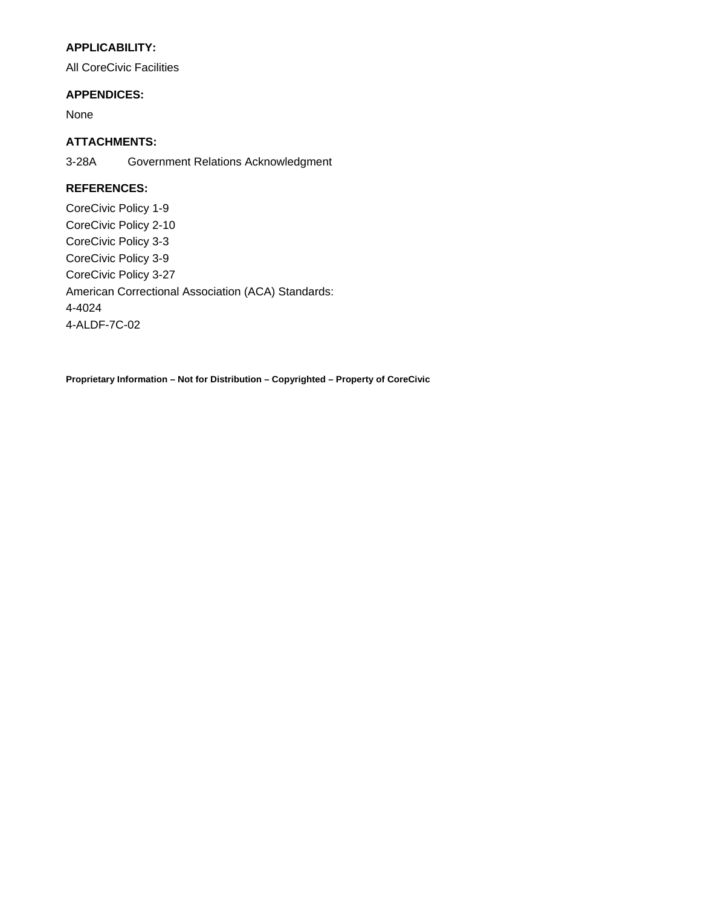**APPLICABILITY:**

All CoreCivic Facilities

**APPENDICES:**

None

**ATTACHMENTS:**

3-28A Government Relations Acknowledgment

**REFERENCES:**

CoreCivic Policy 1-9
CoreCivic Policy 2-10
CoreCivic Policy 3-3
CoreCivic Policy 3-9
CoreCivic Policy 3-27
American Correctional Association (ACA) Standards:
4-4024
4-ALDF-7C-02

**Proprietary Information – Not for Distribution – Copyrighted – Property of CoreCivic**